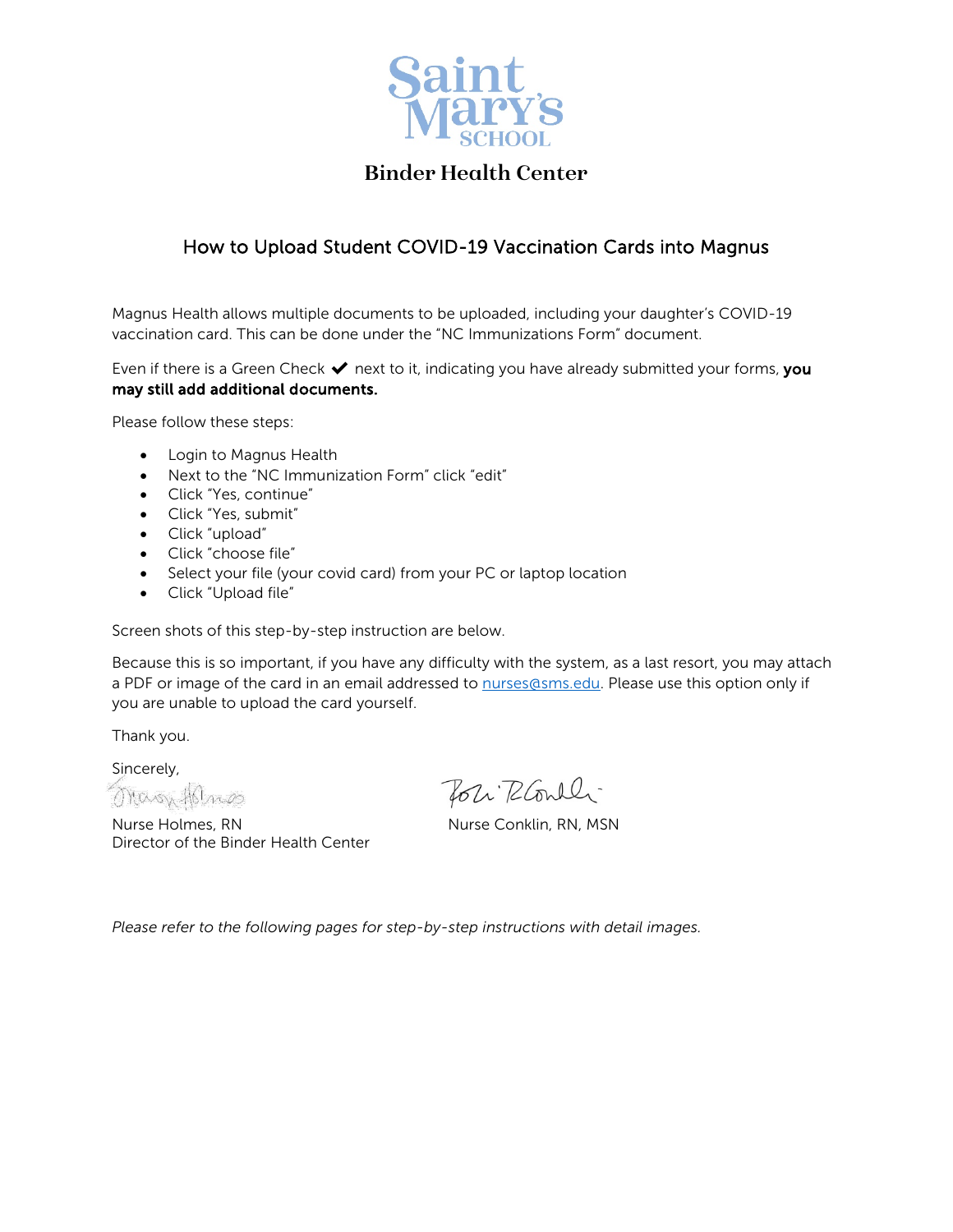# Saint Mary's School

## Binder Health Center

### How to Upload Student COVID-19 Vaccination Cards into Magnus

Magnus Health allows multiple documents to be uploaded, including your daughter's COVID-19 vaccination card. This can be done under the "NC Immunizations Form" document.

Even if there is a Green Check ✔ next to it, indicating you have already submitted your forms, **you may still add additional documents.**

Please follow these steps:

- Login to Magnus Health
- Next to the "NC Immunization Form" click "edit"
- Click "Yes, continue"
- Click "Yes, submit"
- Click "upload"
- Click "choose file"
- Select your file (your covid card) from your PC or laptop location
- Click "Upload file"

Screen shots of this step-by-step instruction are below.

Because this is so important, if you have any difficulty with the system, as a last resort, you may attach a PDF or image of the card in an email addressed to nurses@sms.edu. Please use this option only if you are unable to upload the card yourself.

Thank you.

Sincerely,

Nurse Holmes, RN
Director of the Binder Health Center

Nurse Conklin, RN, MSN

*Please refer to the following pages for step-by-step instructions with detail images.*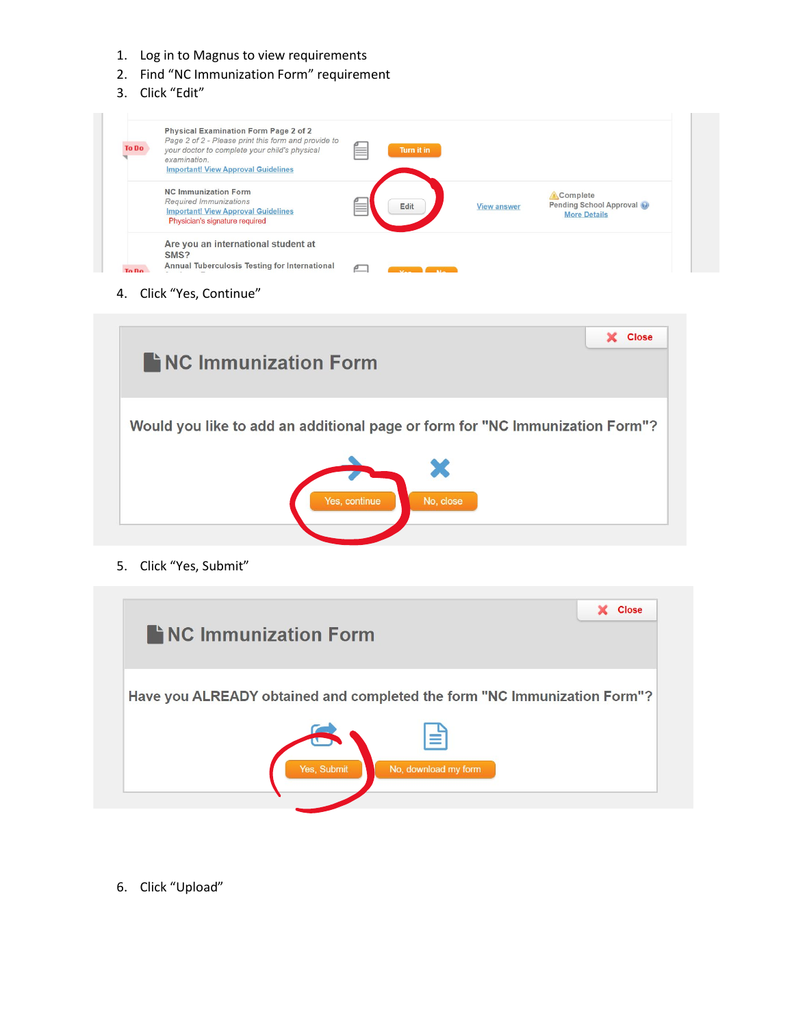1. Log in to Magnus to view requirements
2. Find "NC Immunization Form" requirement
3. Click "Edit"
4. Click "Yes, Continue"
5. Click "Yes, Submit"
6. Click "Upload"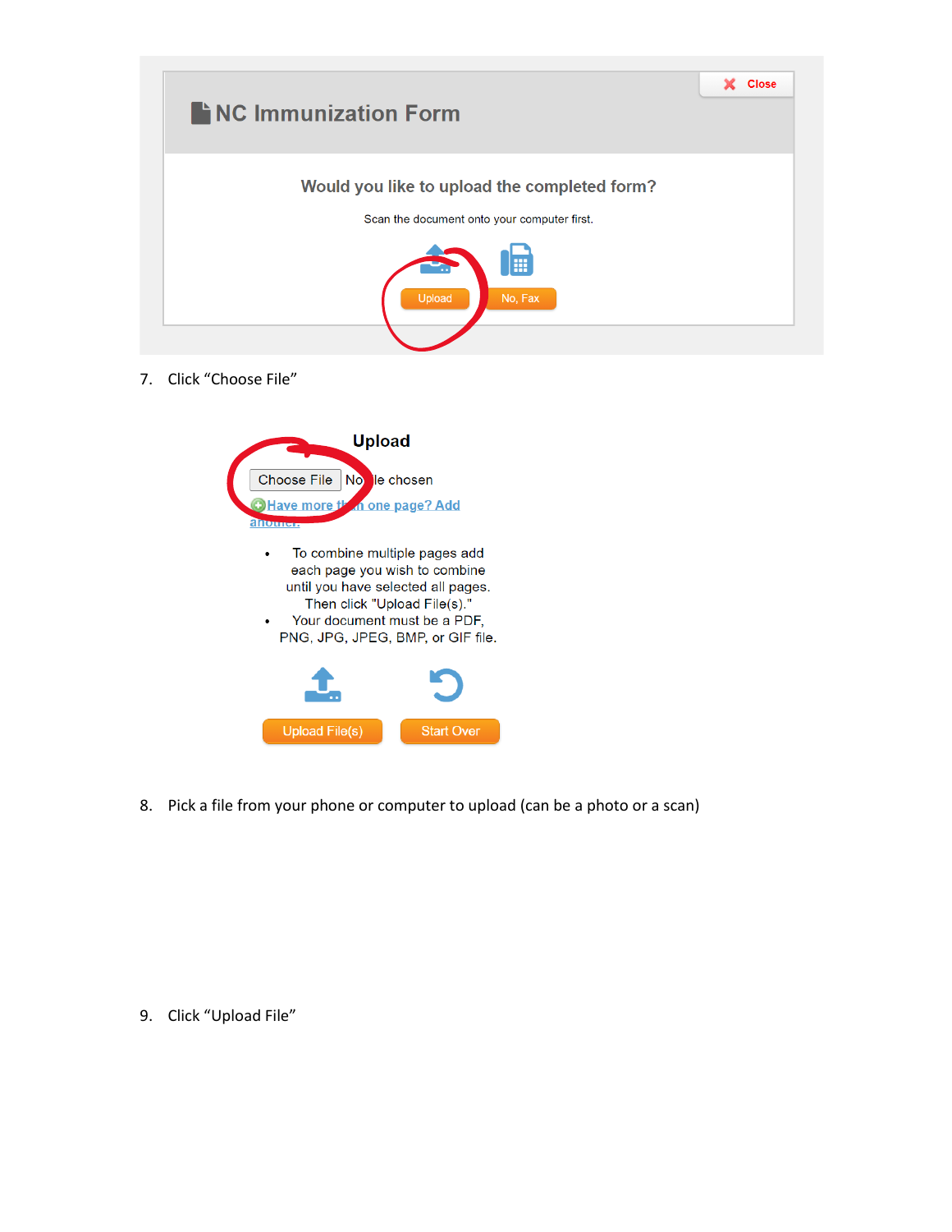**NC Immunization Form**

Close

Would you like to upload the completed form?

Scan the document onto your computer first.

Upload | No, Fax

7. Click "Choose File"

**Upload**

Choose File No file chosen

Have more than one page? Add another.

- To combine multiple pages add each page you wish to combine until you have selected all pages. Then click "Upload File(s)."
- Your document must be a PDF, PNG, JPG, JPEG, BMP, or GIF file.

Upload File(s) | Start Over

8. Pick a file from your phone or computer to upload (can be a photo or a scan)

9. Click "Upload File"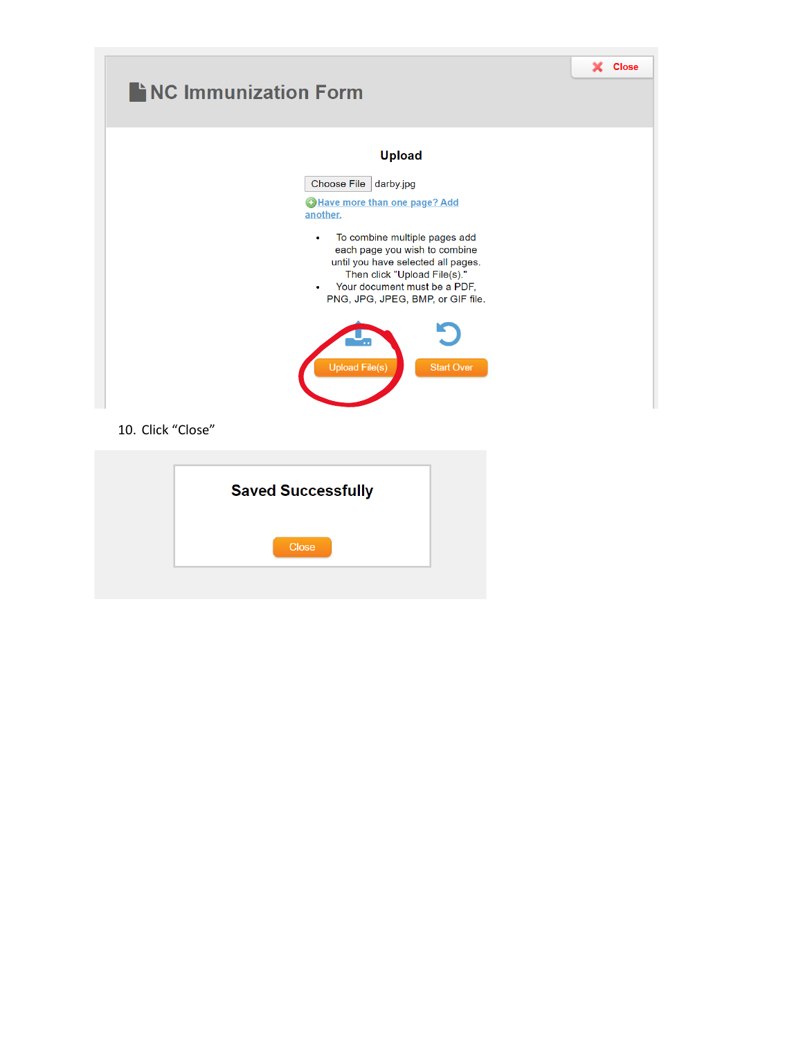# NC Immunization Form

Close

**Upload**

Choose File darby.jpg

Have more than one page? Add another.

- To combine multiple pages add each page you wish to combine until you have selected all pages. Then click "Upload File(s)."
- Your document must be a PDF, PNG, JPG, JPEG, BMP, or GIF file.

Upload File(s) Start Over

10. Click "Close"

**Saved Successfully**

Close